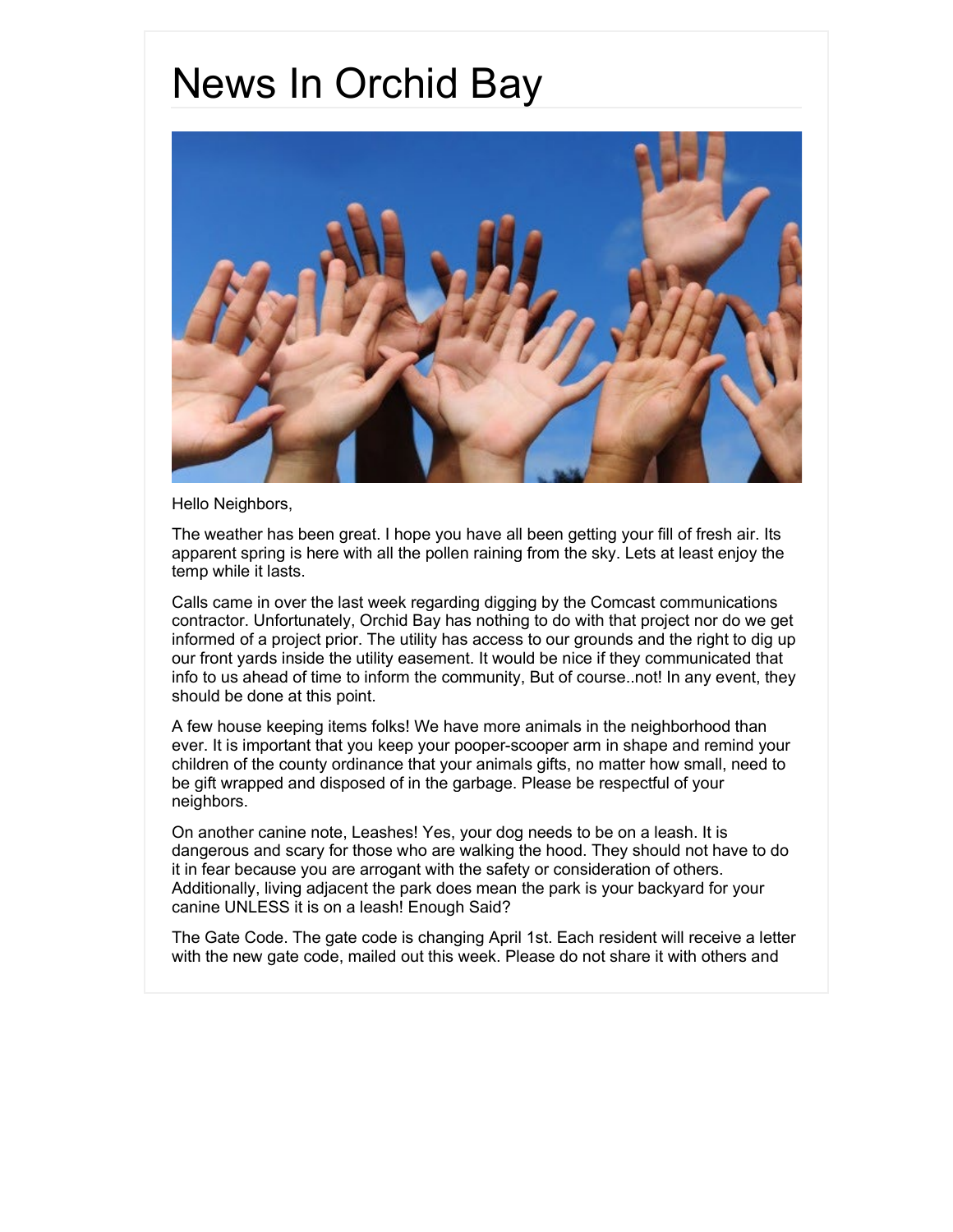# News In Orchid Bay

Hello Neighbors,

The weather has been great. I hope you have all been getting your fill of fresh air. Its apparent spring is here with all the pollen raining from the sky. Lets at least enjoy the temp while it lasts.

Calls came in over the last week regarding digging by the Comcast communications contractor. Unfortunately, Orchid Bay has nothing to do with that project nor do we get informed of a project prior. The utility has access to our grounds and the right to dig up our front yards inside the utility easement. It would be nice if they communicated that info to us ahead of time to inform the community, But of course..not! In any event, they should be done at this point.

A few house keeping items folks! We have more animals in the neighborhood than ever. It is important that you keep your pooper-scooper arm in shape and remind your children of the county ordinance that your animals gifts, no matter how small, need to be gift wrapped and disposed of in the garbage. Please be respectful of your neighbors.

On another canine note, Leashes! Yes, your dog needs to be on a leash. It is dangerous and scary for those who are walking the hood. They should not have to do it in fear because you are arrogant with the safety or consideration of others. Additionally, living adjacent the park does mean the park is your backyard for your canine UNLESS it is on a leash! Enough Said?

The Gate Code. The gate code is changing April 1st. Each resident will receive a letter with the new gate code, mailed out this week. Please do not share it with others and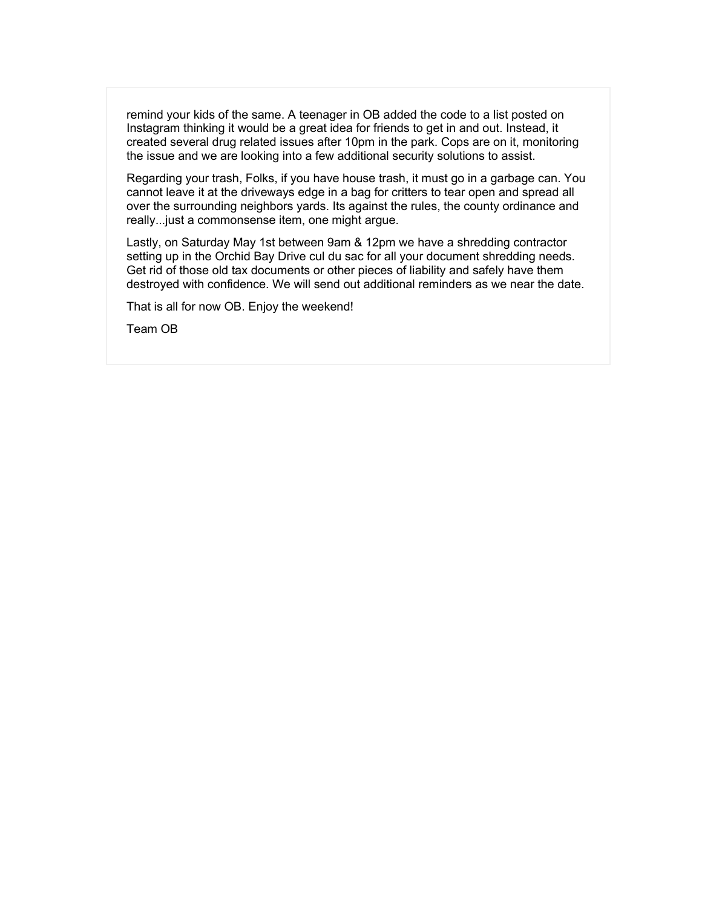remind your kids of the same. A teenager in OB added the code to a list posted on Instagram thinking it would be a great idea for friends to get in and out. Instead, it created several drug related issues after 10pm in the park. Cops are on it, monitoring the issue and we are looking into a few additional security solutions to assist.

Regarding your trash, Folks, if you have house trash, it must go in a garbage can. You cannot leave it at the driveways edge in a bag for critters to tear open and spread all over the surrounding neighbors yards. Its against the rules, the county ordinance and really...just a commonsense item, one might argue.

Lastly, on Saturday May 1st between 9am & 12pm we have a shredding contractor setting up in the Orchid Bay Drive cul du sac for all your document shredding needs. Get rid of those old tax documents or other pieces of liability and safely have them destroyed with confidence. We will send out additional reminders as we near the date.

That is all for now OB. Enjoy the weekend!

Team OB